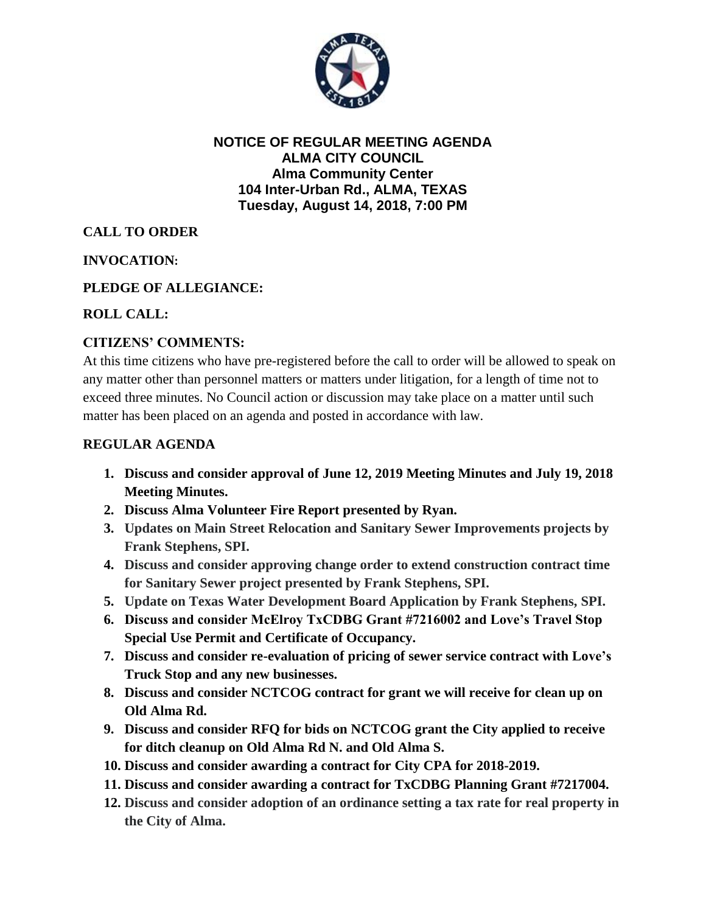# NOTICE OF REGULAR MEETING AGENDA
## ALMA CITY COUNCIL
### Alma Community Center
### 104 Inter-Urban Rd., ALMA, TEXAS
### Tuesday, August 14, 2018, 7:00 PM

**CALL TO ORDER**

**INVOCATION:**

**PLEDGE OF ALLEGIANCE:**

**ROLL CALL:**

**CITIZENS' COMMENTS:**

At this time citizens who have pre-registered before the call to order will be allowed to speak on any matter other than personnel matters or matters under litigation, for a length of time not to exceed three minutes. No Council action or discussion may take place on a matter until such matter has been placed on an agenda and posted in accordance with law.

**REGULAR AGENDA**

1. **Discuss and consider approval of June 12, 2019 Meeting Minutes and July 19, 2018 Meeting Minutes.**
2. **Discuss Alma Volunteer Fire Report presented by Ryan.**
3. **Updates on Main Street Relocation and Sanitary Sewer Improvements projects by Frank Stephens, SPI.**
4. **Discuss and consider approving change order to extend construction contract time for Sanitary Sewer project presented by Frank Stephens, SPI.**
5. **Update on Texas Water Development Board Application by Frank Stephens, SPI.**
6. **Discuss and consider McElroy TxCDBG Grant #7216002 and Love's Travel Stop Special Use Permit and Certificate of Occupancy.**
7. **Discuss and consider re-evaluation of pricing of sewer service contract with Love's Truck Stop and any new businesses.**
8. **Discuss and consider NCTCOG contract for grant we will receive for clean up on Old Alma Rd.**
9. **Discuss and consider RFQ for bids on NCTCOG grant the City applied to receive for ditch cleanup on Old Alma Rd N. and Old Alma S.**
10. **Discuss and consider awarding a contract for City CPA for 2018-2019.**
11. **Discuss and consider awarding a contract for TxCDBG Planning Grant #7217004.**
12. **Discuss and consider adoption of an ordinance setting a tax rate for real property in the City of Alma.**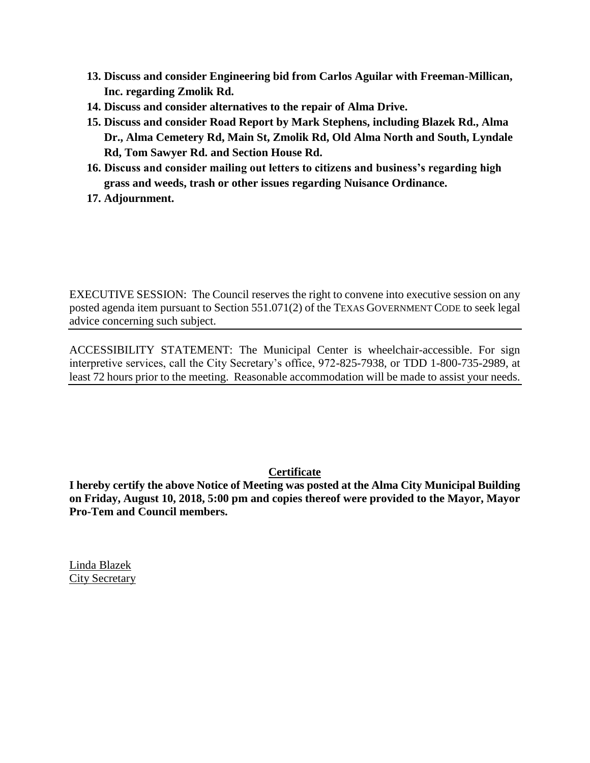13. **Discuss and consider Engineering bid from Carlos Aguilar with Freeman-Millican, Inc. regarding Zmolik Rd.**
14. **Discuss and consider alternatives to the repair of Alma Drive.**
15. **Discuss and consider Road Report by Mark Stephens, including Blazek Rd., Alma Dr., Alma Cemetery Rd, Main St, Zmolik Rd, Old Alma North and South, Lyndale Rd, Tom Sawyer Rd. and Section House Rd.**
16. **Discuss and consider mailing out letters to citizens and business's regarding high grass and weeds, trash or other issues regarding Nuisance Ordinance.**
17. **Adjournment.**

EXECUTIVE SESSION: The Council reserves the right to convene into executive session on any posted agenda item pursuant to Section 551.071(2) of the TEXAS GOVERNMENT CODE to seek legal advice concerning such subject.

ACCESSIBILITY STATEMENT: The Municipal Center is wheelchair-accessible. For sign interpretive services, call the City Secretary's office, 972-825-7938, or TDD 1-800-735-2989, at least 72 hours prior to the meeting. Reasonable accommodation will be made to assist your needs.

**Certificate**

**I hereby certify the above Notice of Meeting was posted at the Alma City Municipal Building on Friday, August 10, 2018, 5:00 pm and copies thereof were provided to the Mayor, Mayor Pro-Tem and Council members.**

Linda Blazek
City Secretary